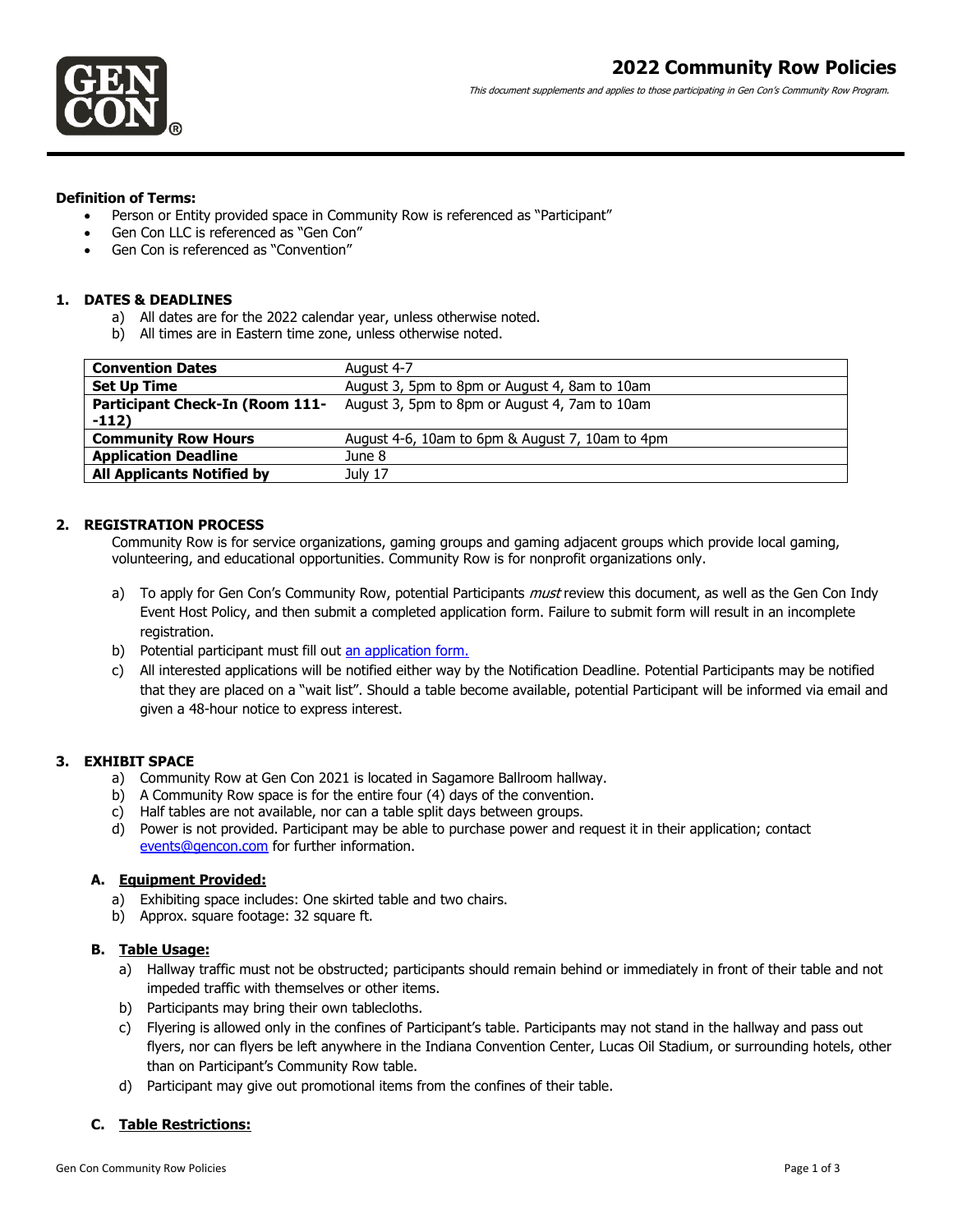# 2022 Community Row Policies

*This document supplements and applies to those participating in Gen Con's Community Row Program.*

**Definition of Terms:**

- Person or Entity provided space in Community Row is referenced as "Participant"
- Gen Con LLC is referenced as "Gen Con"
- Gen Con is referenced as "Convention"

## 1. DATES & DEADLINES

a) All dates are for the 2022 calendar year, unless otherwise noted.
b) All times are in Eastern time zone, unless otherwise noted.

| | |
|---|---|
| **Convention Dates** | August 4-7 |
| **Set Up Time** | August 3, 5pm to 8pm or August 4, 8am to 10am |
| **Participant Check-In (Room 111--112)** | August 3, 5pm to 8pm or August 4, 7am to 10am |
| **Community Row Hours** | August 4-6, 10am to 6pm & August 7, 10am to 4pm |
| **Application Deadline** | June 8 |
| **All Applicants Notified by** | July 17 |

## 2. REGISTRATION PROCESS

Community Row is for service organizations, gaming groups and gaming adjacent groups which provide local gaming, volunteering, and educational opportunities. Community Row is for nonprofit organizations only.

a) To apply for Gen Con's Community Row, potential Participants *must* review this document, as well as the Gen Con Indy Event Host Policy, and then submit a completed application form. Failure to submit form will result in an incomplete registration.
b) Potential participant must fill out [an application form.]
c) All interested applications will be notified either way by the Notification Deadline. Potential Participants may be notified that they are placed on a "wait list". Should a table become available, potential Participant will be informed via email and given a 48-hour notice to express interest.

## 3. EXHIBIT SPACE

a) Community Row at Gen Con 2021 is located in Sagamore Ballroom hallway.
b) A Community Row space is for the entire four (4) days of the convention.
c) Half tables are not available, nor can a table split days between groups.
d) Power is not provided. Participant may be able to purchase power and request it in their application; contact events@gencon.com for further information.

### A. Equipment Provided:

a) Exhibiting space includes: One skirted table and two chairs.
b) Approx. square footage: 32 square ft.

### B. Table Usage:

a) Hallway traffic must not be obstructed; participants should remain behind or immediately in front of their table and not impeded traffic with themselves or other items.
b) Participants may bring their own tablecloths.
c) Flyering is allowed only in the confines of Participant's table. Participants may not stand in the hallway and pass out flyers, nor can flyers be left anywhere in the Indiana Convention Center, Lucas Oil Stadium, or surrounding hotels, other than on Participant's Community Row table.
d) Participant may give out promotional items from the confines of their table.

### C. Table Restrictions: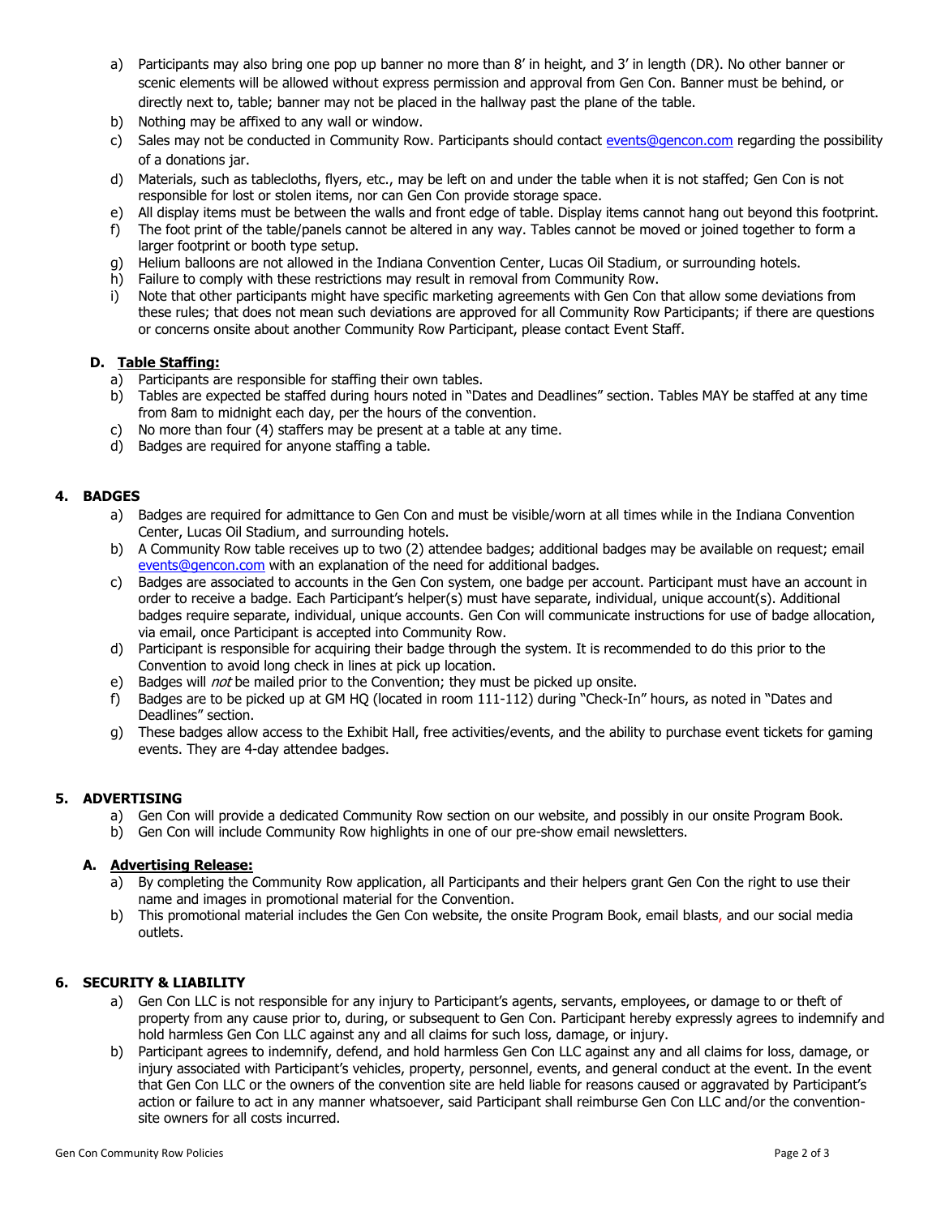a) Participants may also bring one pop up banner no more than 8' in height, and 3' in length (DR). No other banner or scenic elements will be allowed without express permission and approval from Gen Con. Banner must be behind, or directly next to, table; banner may not be placed in the hallway past the plane of the table.
b) Nothing may be affixed to any wall or window.
c) Sales may not be conducted in Community Row. Participants should contact events@gencon.com regarding the possibility of a donations jar.
d) Materials, such as tablecloths, flyers, etc., may be left on and under the table when it is not staffed; Gen Con is not responsible for lost or stolen items, nor can Gen Con provide storage space.
e) All display items must be between the walls and front edge of table. Display items cannot hang out beyond this footprint.
f) The foot print of the table/panels cannot be altered in any way. Tables cannot be moved or joined together to form a larger footprint or booth type setup.
g) Helium balloons are not allowed in the Indiana Convention Center, Lucas Oil Stadium, or surrounding hotels.
h) Failure to comply with these restrictions may result in removal from Community Row.
i) Note that other participants might have specific marketing agreements with Gen Con that allow some deviations from these rules; that does not mean such deviations are approved for all Community Row Participants; if there are questions or concerns onsite about another Community Row Participant, please contact Event Staff.

### D. Table Staffing:

a) Participants are responsible for staffing their own tables.
b) Tables are expected be staffed during hours noted in "Dates and Deadlines" section. Tables MAY be staffed at any time from 8am to midnight each day, per the hours of the convention.
c) No more than four (4) staffers may be present at a table at any time.
d) Badges are required for anyone staffing a table.

## 4. BADGES

a) Badges are required for admittance to Gen Con and must be visible/worn at all times while in the Indiana Convention Center, Lucas Oil Stadium, and surrounding hotels.
b) A Community Row table receives up to two (2) attendee badges; additional badges may be available on request; email events@gencon.com with an explanation of the need for additional badges.
c) Badges are associated to accounts in the Gen Con system, one badge per account. Participant must have an account in order to receive a badge. Each Participant's helper(s) must have separate, individual, unique account(s). Additional badges require separate, individual, unique accounts. Gen Con will communicate instructions for use of badge allocation, via email, once Participant is accepted into Community Row.
d) Participant is responsible for acquiring their badge through the system. It is recommended to do this prior to the Convention to avoid long check in lines at pick up location.
e) Badges will *not* be mailed prior to the Convention; they must be picked up onsite.
f) Badges are to be picked up at GM HQ (located in room 111-112) during "Check-In" hours, as noted in "Dates and Deadlines" section.
g) These badges allow access to the Exhibit Hall, free activities/events, and the ability to purchase event tickets for gaming events. They are 4-day attendee badges.

## 5. ADVERTISING

a) Gen Con will provide a dedicated Community Row section on our website, and possibly in our onsite Program Book.
b) Gen Con will include Community Row highlights in one of our pre-show email newsletters.

### A. Advertising Release:

a) By completing the Community Row application, all Participants and their helpers grant Gen Con the right to use their name and images in promotional material for the Convention.
b) This promotional material includes the Gen Con website, the onsite Program Book, email blasts, and our social media outlets.

## 6. SECURITY & LIABILITY

a) Gen Con LLC is not responsible for any injury to Participant's agents, servants, employees, or damage to or theft of property from any cause prior to, during, or subsequent to Gen Con. Participant hereby expressly agrees to indemnify and hold harmless Gen Con LLC against any and all claims for such loss, damage, or injury.
b) Participant agrees to indemnify, defend, and hold harmless Gen Con LLC against any and all claims for loss, damage, or injury associated with Participant's vehicles, property, personnel, events, and general conduct at the event. In the event that Gen Con LLC or the owners of the convention site are held liable for reasons caused or aggravated by Participant's action or failure to act in any manner whatsoever, said Participant shall reimburse Gen Con LLC and/or the convention-site owners for all costs incurred.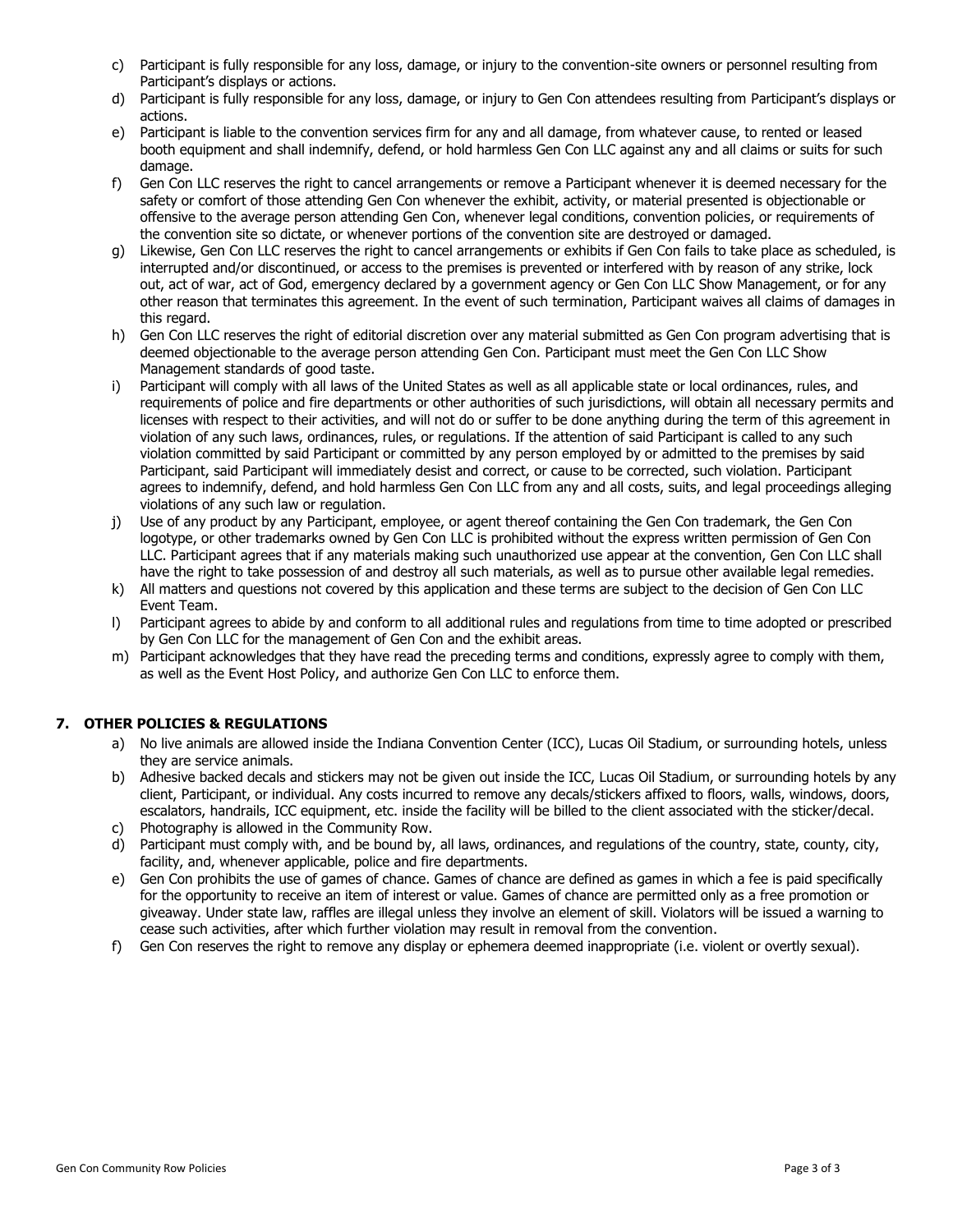c) Participant is fully responsible for any loss, damage, or injury to the convention-site owners or personnel resulting from Participant's displays or actions.
d) Participant is fully responsible for any loss, damage, or injury to Gen Con attendees resulting from Participant's displays or actions.
e) Participant is liable to the convention services firm for any and all damage, from whatever cause, to rented or leased booth equipment and shall indemnify, defend, or hold harmless Gen Con LLC against any and all claims or suits for such damage.
f) Gen Con LLC reserves the right to cancel arrangements or remove a Participant whenever it is deemed necessary for the safety or comfort of those attending Gen Con whenever the exhibit, activity, or material presented is objectionable or offensive to the average person attending Gen Con, whenever legal conditions, convention policies, or requirements of the convention site so dictate, or whenever portions of the convention site are destroyed or damaged.
g) Likewise, Gen Con LLC reserves the right to cancel arrangements or exhibits if Gen Con fails to take place as scheduled, is interrupted and/or discontinued, or access to the premises is prevented or interfered with by reason of any strike, lock out, act of war, act of God, emergency declared by a government agency or Gen Con LLC Show Management, or for any other reason that terminates this agreement. In the event of such termination, Participant waives all claims of damages in this regard.
h) Gen Con LLC reserves the right of editorial discretion over any material submitted as Gen Con program advertising that is deemed objectionable to the average person attending Gen Con. Participant must meet the Gen Con LLC Show Management standards of good taste.
i) Participant will comply with all laws of the United States as well as all applicable state or local ordinances, rules, and requirements of police and fire departments or other authorities of such jurisdictions, will obtain all necessary permits and licenses with respect to their activities, and will not do or suffer to be done anything during the term of this agreement in violation of any such laws, ordinances, rules, or regulations. If the attention of said Participant is called to any such violation committed by said Participant or committed by any person employed by or admitted to the premises by said Participant, said Participant will immediately desist and correct, or cause to be corrected, such violation. Participant agrees to indemnify, defend, and hold harmless Gen Con LLC from any and all costs, suits, and legal proceedings alleging violations of any such law or regulation.
j) Use of any product by any Participant, employee, or agent thereof containing the Gen Con trademark, the Gen Con logotype, or other trademarks owned by Gen Con LLC is prohibited without the express written permission of Gen Con LLC. Participant agrees that if any materials making such unauthorized use appear at the convention, Gen Con LLC shall have the right to take possession of and destroy all such materials, as well as to pursue other available legal remedies.
k) All matters and questions not covered by this application and these terms are subject to the decision of Gen Con LLC Event Team.
l) Participant agrees to abide by and conform to all additional rules and regulations from time to time adopted or prescribed by Gen Con LLC for the management of Gen Con and the exhibit areas.
m) Participant acknowledges that they have read the preceding terms and conditions, expressly agree to comply with them, as well as the Event Host Policy, and authorize Gen Con LLC to enforce them.

## 7. OTHER POLICIES & REGULATIONS

a) No live animals are allowed inside the Indiana Convention Center (ICC), Lucas Oil Stadium, or surrounding hotels, unless they are service animals.
b) Adhesive backed decals and stickers may not be given out inside the ICC, Lucas Oil Stadium, or surrounding hotels by any client, Participant, or individual. Any costs incurred to remove any decals/stickers affixed to floors, walls, windows, doors, escalators, handrails, ICC equipment, etc. inside the facility will be billed to the client associated with the sticker/decal.
c) Photography is allowed in the Community Row.
d) Participant must comply with, and be bound by, all laws, ordinances, and regulations of the country, state, county, city, facility, and, whenever applicable, police and fire departments.
e) Gen Con prohibits the use of games of chance. Games of chance are defined as games in which a fee is paid specifically for the opportunity to receive an item of interest or value. Games of chance are permitted only as a free promotion or giveaway. Under state law, raffles are illegal unless they involve an element of skill. Violators will be issued a warning to cease such activities, after which further violation may result in removal from the convention.
f) Gen Con reserves the right to remove any display or ephemera deemed inappropriate (i.e. violent or overtly sexual).